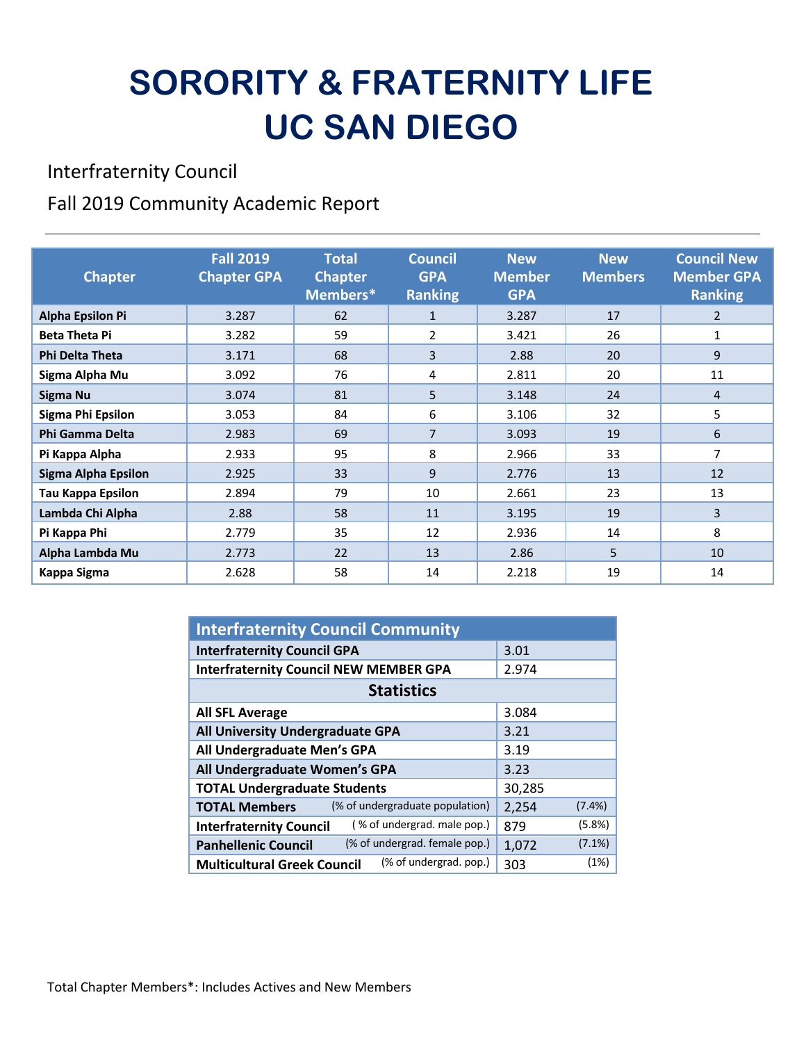# SORORITY & FRATERNITY LIFE
# UC SAN DIEGO

## Interfraternity Council

## Fall 2019 Community Academic Report

---

| Chapter | Fall 2019 Chapter GPA | Total Chapter Members* | Council GPA Ranking | New Member GPA | New Members | Council New Member GPA Ranking |
|---|---|---|---|---|---|---|
| **Alpha Epsilon Pi** | 3.287 | 62 | 1 | 3.287 | 17 | 2 |
| **Beta Theta Pi** | 3.282 | 59 | 2 | 3.421 | 26 | 1 |
| **Phi Delta Theta** | 3.171 | 68 | 3 | 2.88 | 20 | 9 |
| **Sigma Alpha Mu** | 3.092 | 76 | 4 | 2.811 | 20 | 11 |
| **Sigma Nu** | 3.074 | 81 | 5 | 3.148 | 24 | 4 |
| **Sigma Phi Epsilon** | 3.053 | 84 | 6 | 3.106 | 32 | 5 |
| **Phi Gamma Delta** | 2.983 | 69 | 7 | 3.093 | 19 | 6 |
| **Pi Kappa Alpha** | 2.933 | 95 | 8 | 2.966 | 33 | 7 |
| **Sigma Alpha Epsilon** | 2.925 | 33 | 9 | 2.776 | 13 | 12 |
| **Tau Kappa Epsilon** | 2.894 | 79 | 10 | 2.661 | 23 | 13 |
| **Lambda Chi Alpha** | 2.88 | 58 | 11 | 3.195 | 19 | 3 |
| **Pi Kappa Phi** | 2.779 | 35 | 12 | 2.936 | 14 | 8 |
| **Alpha Lambda Mu** | 2.773 | 22 | 13 | 2.86 | 5 | 10 |
| **Kappa Sigma** | 2.628 | 58 | 14 | 2.218 | 19 | 14 |

| Interfraternity Council Community | | |
|---|---|---|
| **Interfraternity Council GPA** | 3.01 | |
| **Interfraternity Council NEW MEMBER GPA** | 2.974 | |
| **Statistics** | | |
| **All SFL Average** | 3.084 | |
| **All University Undergraduate GPA** | 3.21 | |
| **All Undergraduate Men's GPA** | 3.19 | |
| **All Undergraduate Women's GPA** | 3.23 | |
| **TOTAL Undergraduate Students** | 30,285 | |
| **TOTAL Members** (% of undergraduate population) | 2,254 | (7.4%) |
| **Interfraternity Council** ( % of undergrad. male pop.) | 879 | (5.8%) |
| **Panhellenic Council** (% of undergrad. female pop.) | 1,072 | (7.1%) |
| **Multicultural Greek Council** (% of undergrad. pop.) | 303 | (1%) |

Total Chapter Members*: Includes Actives and New Members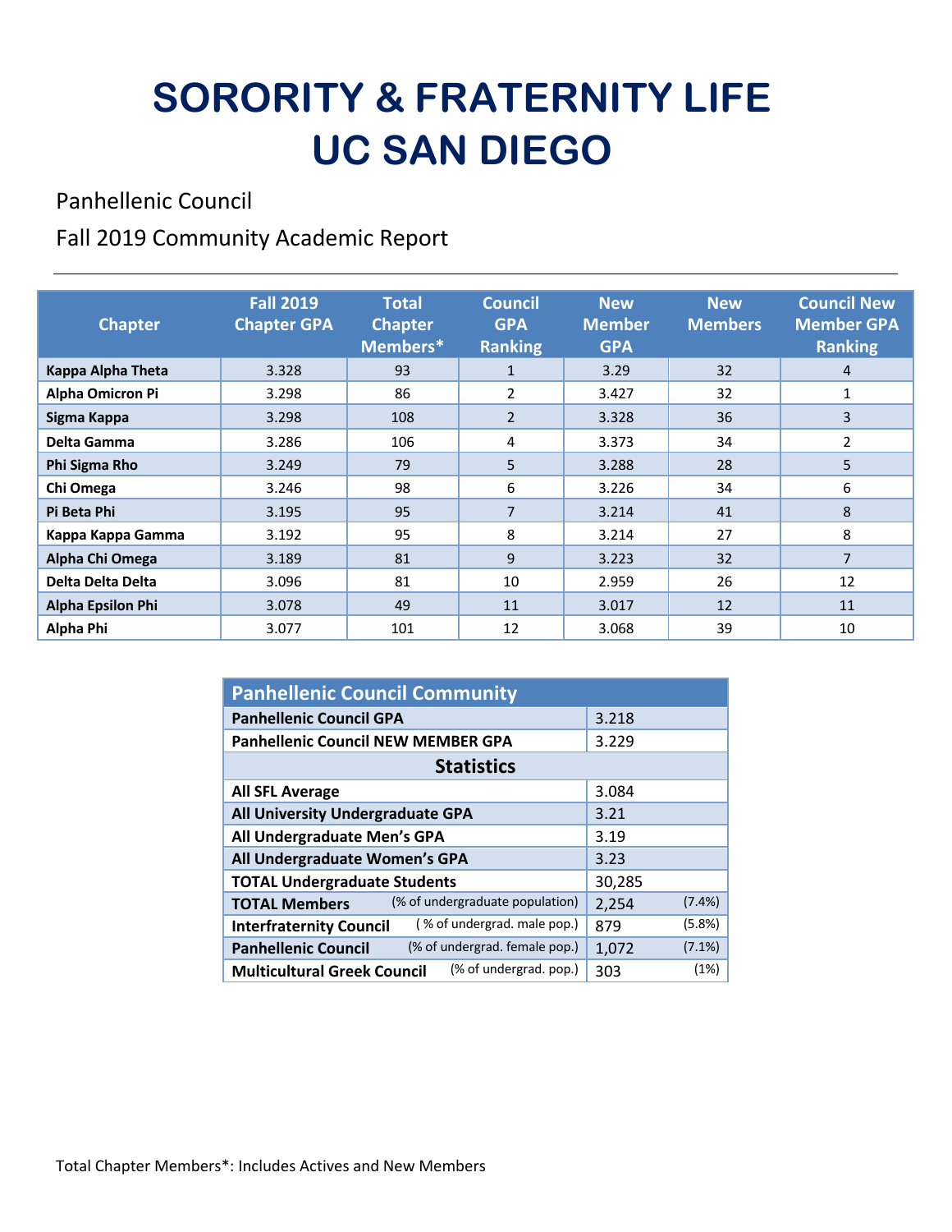# SORORITY & FRATERNITY LIFE UC SAN DIEGO

Panhellenic Council

Fall 2019 Community Academic Report

| Chapter | Fall 2019 Chapter GPA | Total Chapter Members* | Council GPA Ranking | New Member GPA | New Members | Council New Member GPA Ranking |
|---|---|---|---|---|---|---|
| **Kappa Alpha Theta** | 3.328 | 93 | 1 | 3.29 | 32 | 4 |
| **Alpha Omicron Pi** | 3.298 | 86 | 2 | 3.427 | 32 | 1 |
| **Sigma Kappa** | 3.298 | 108 | 2 | 3.328 | 36 | 3 |
| **Delta Gamma** | 3.286 | 106 | 4 | 3.373 | 34 | 2 |
| **Phi Sigma Rho** | 3.249 | 79 | 5 | 3.288 | 28 | 5 |
| **Chi Omega** | 3.246 | 98 | 6 | 3.226 | 34 | 6 |
| **Pi Beta Phi** | 3.195 | 95 | 7 | 3.214 | 41 | 8 |
| **Kappa Kappa Gamma** | 3.192 | 95 | 8 | 3.214 | 27 | 8 |
| **Alpha Chi Omega** | 3.189 | 81 | 9 | 3.223 | 32 | 7 |
| **Delta Delta Delta** | 3.096 | 81 | 10 | 2.959 | 26 | 12 |
| **Alpha Epsilon Phi** | 3.078 | 49 | 11 | 3.017 | 12 | 11 |
| **Alpha Phi** | 3.077 | 101 | 12 | 3.068 | 39 | 10 |

| Panhellenic Council Community | | |
|---|---|---|
| **Panhellenic Council GPA** | 3.218 | |
| **Panhellenic Council NEW MEMBER GPA** | 3.229 | |
| **Statistics** | | |
| **All SFL Average** | 3.084 | |
| **All University Undergraduate GPA** | 3.21 | |
| **All Undergraduate Men's GPA** | 3.19 | |
| **All Undergraduate Women's GPA** | 3.23 | |
| **TOTAL Undergraduate Students** | 30,285 | |
| **TOTAL Members** (% of undergraduate population) | 2,254 | (7.4%) |
| **Interfraternity Council** ( % of undergrad. male pop.) | 879 | (5.8%) |
| **Panhellenic Council** (% of undergrad. female pop.) | 1,072 | (7.1%) |
| **Multicultural Greek Council** (% of undergrad. pop.) | 303 | (1%) |

Total Chapter Members*: Includes Actives and New Members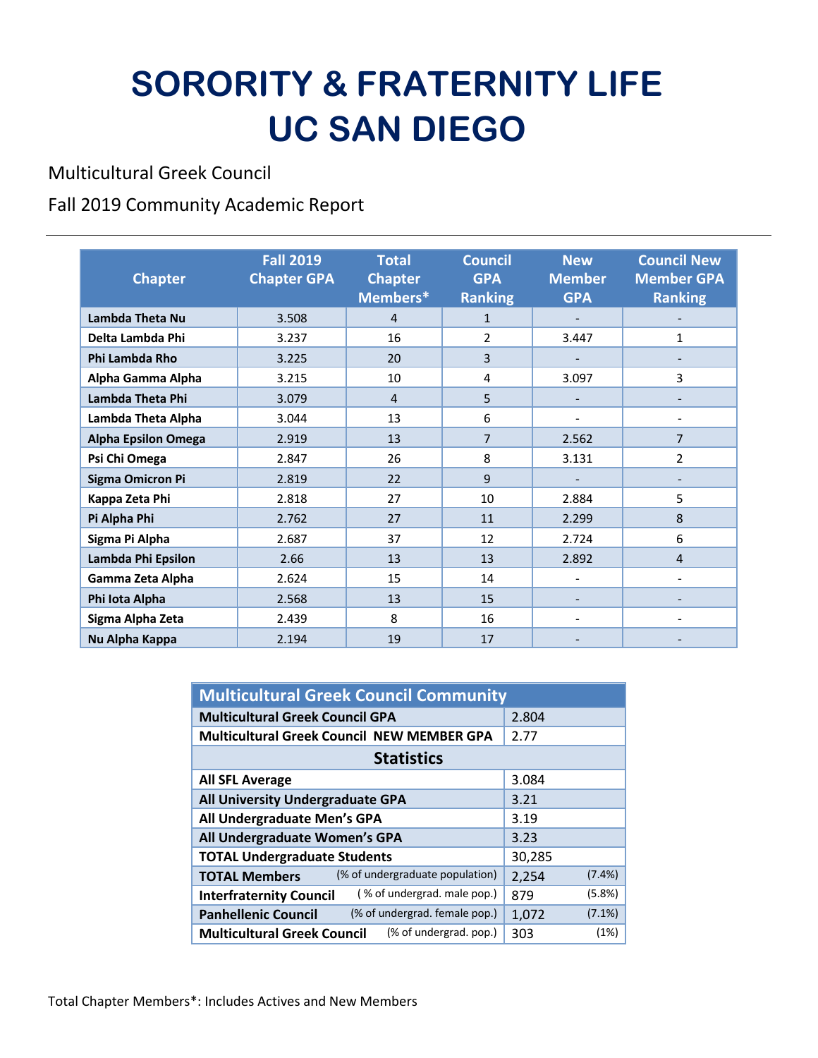# SORORITY & FRATERNITY LIFE UC SAN DIEGO

Multicultural Greek Council

Fall 2019 Community Academic Report

| Chapter | Fall 2019 Chapter GPA | Total Chapter Members* | Council GPA Ranking | New Member GPA | Council New Member GPA Ranking |
|---|---|---|---|---|---|
| Lambda Theta Nu | 3.508 | 4 | 1 | - | - |
| Delta Lambda Phi | 3.237 | 16 | 2 | 3.447 | 1 |
| Phi Lambda Rho | 3.225 | 20 | 3 | - | - |
| Alpha Gamma Alpha | 3.215 | 10 | 4 | 3.097 | 3 |
| Lambda Theta Phi | 3.079 | 4 | 5 | - | - |
| Lambda Theta Alpha | 3.044 | 13 | 6 | - | - |
| Alpha Epsilon Omega | 2.919 | 13 | 7 | 2.562 | 7 |
| Psi Chi Omega | 2.847 | 26 | 8 | 3.131 | 2 |
| Sigma Omicron Pi | 2.819 | 22 | 9 | - | - |
| Kappa Zeta Phi | 2.818 | 27 | 10 | 2.884 | 5 |
| Pi Alpha Phi | 2.762 | 27 | 11 | 2.299 | 8 |
| Sigma Pi Alpha | 2.687 | 37 | 12 | 2.724 | 6 |
| Lambda Phi Epsilon | 2.66 | 13 | 13 | 2.892 | 4 |
| Gamma Zeta Alpha | 2.624 | 15 | 14 | - | - |
| Phi Iota Alpha | 2.568 | 13 | 15 | - | - |
| Sigma Alpha Zeta | 2.439 | 8 | 16 | - | - |
| Nu Alpha Kappa | 2.194 | 19 | 17 | - | - |

| Multicultural Greek Council Community | |
|---|---|
| Multicultural Greek Council GPA | 2.804 |
| Multicultural Greek Council NEW MEMBER GPA | 2.77 |
| **Statistics** | |
| All SFL Average | 3.084 |
| All University Undergraduate GPA | 3.21 |
| All Undergraduate Men's GPA | 3.19 |
| All Undergraduate Women's GPA | 3.23 |
| TOTAL Undergraduate Students | 30,285 |
| TOTAL Members (% of undergraduate population) | 2,254 (7.4%) |
| Interfraternity Council ( % of undergrad. male pop.) | 879 (5.8%) |
| Panhellenic Council (% of undergrad. female pop.) | 1,072 (7.1%) |
| Multicultural Greek Council (% of undergrad. pop.) | 303 (1%) |

Total Chapter Members*: Includes Actives and New Members